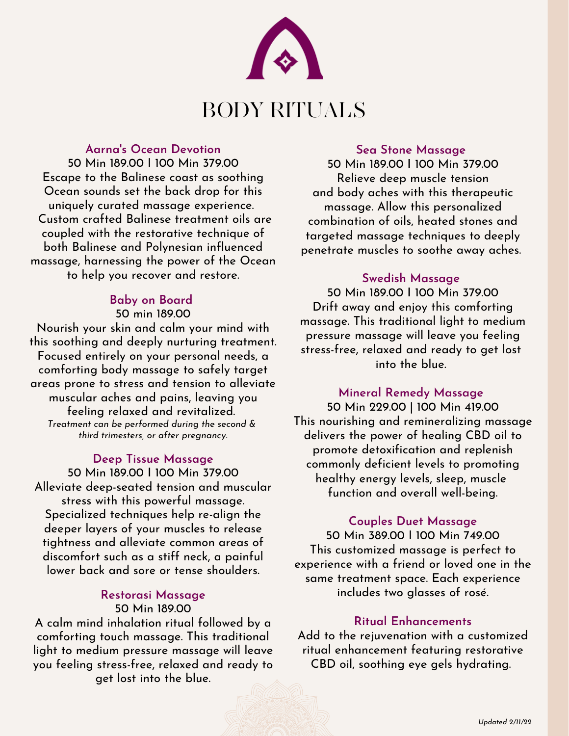# BODY RITUALS

### Aarna's Ocean Devotion

50 Min 189.00 I 100 Min 379.00

Escape to the Balinese coast as soothing Ocean sounds set the back drop for this uniquely curated massage experience. Custom crafted Balinese treatment oils are coupled with the restorative technique of both Balinese and Polynesian influenced massage, harnessing the power of the Ocean to help you recover and restore.

### Baby on Board

50 min 189.00

Nourish your skin and calm your mind with this soothing and deeply nurturing treatment. Focused entirely on your personal needs, a comforting body massage to safely target areas prone to stress and tension to alleviate muscular aches and pains, leaving you feeling relaxed and revitalized.

*Treatment can be performed during the second & third trimesters, or after pregnancy.*

### Deep Tissue Massage

50 Min 189.00 I 100 Min 379.00

Alleviate deep-seated tension and muscular stress with this powerful massage. Specialized techniques help re-align the deeper layers of your muscles to release tightness and alleviate common areas of discomfort such as a stiff neck, a painful lower back and sore or tense shoulders.

### Restorasi Massage

50 Min 189.00

A calm mind inhalation ritual followed by a comforting touch massage. This traditional light to medium pressure massage will leave you feeling stress-free, relaxed and ready to get lost into the blue.

### Sea Stone Massage

50 Min 189.00 I 100 Min 379.00

Relieve deep muscle tension and body aches with this therapeutic massage. Allow this personalized combination of oils, heated stones and targeted massage techniques to deeply penetrate muscles to soothe away aches.

### Swedish Massage

50 Min 189.00 I 100 Min 379.00

Drift away and enjoy this comforting massage. This traditional light to medium pressure massage will leave you feeling stress-free, relaxed and ready to get lost into the blue.

### Mineral Remedy Massage

50 Min 229.00 | 100 Min 419.00

This nourishing and remineralizing massage delivers the power of healing CBD oil to promote detoxification and replenish commonly deficient levels to promoting healthy energy levels, sleep, muscle function and overall well-being.

### Couples Duet Massage

50 Min 389.00 I 100 Min 749.00

This customized massage is perfect to experience with a friend or loved one in the same treatment space. Each experience includes two glasses of rosé.

### Ritual Enhancements

Add to the rejuvenation with a customized ritual enhancement featuring restorative CBD oil, soothing eye gels hydrating.

*Updated 2/11/22*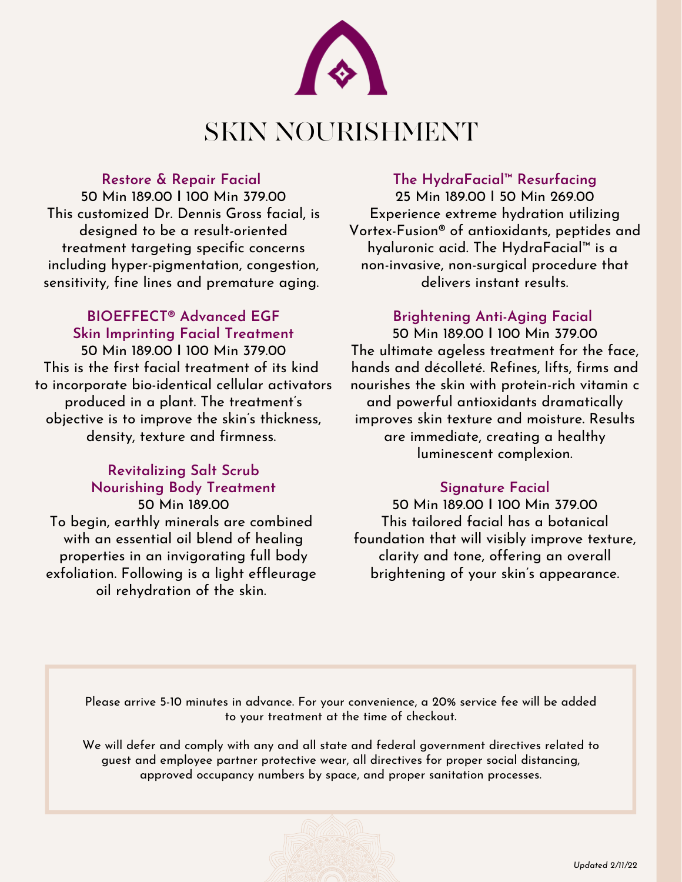# SKIN NOURISHMENT

### Restore & Repair Facial

50 Min 189.00 I 100 Min 379.00

This customized Dr. Dennis Gross facial, is designed to be a result-oriented treatment targeting specific concerns including hyper-pigmentation, congestion, sensitivity, fine lines and premature aging.

### BIOEFFECT® Advanced EGF Skin Imprinting Facial Treatment

50 Min 189.00 I 100 Min 379.00

This is the first facial treatment of its kind to incorporate bio-identical cellular activators produced in a plant. The treatment's objective is to improve the skin's thickness, density, texture and firmness.

### Revitalizing Salt Scrub Nourishing Body Treatment

50 Min 189.00

To begin, earthly minerals are combined with an essential oil blend of healing properties in an invigorating full body exfoliation. Following is a light effleurage oil rehydration of the skin.

### The HydraFacial™ Resurfacing

25 Min 189.00 I 50 Min 269.00

Experience extreme hydration utilizing Vortex-Fusion® of antioxidants, peptides and hyaluronic acid. The HydraFacial™ is a non-invasive, non-surgical procedure that delivers instant results.

### Brightening Anti-Aging Facial

50 Min 189.00 I 100 Min 379.00

The ultimate ageless treatment for the face, hands and décolleté. Refines, lifts, firms and nourishes the skin with protein-rich vitamin c and powerful antioxidants dramatically improves skin texture and moisture. Results are immediate, creating a healthy luminescent complexion.

### Signature Facial

50 Min 189.00 I 100 Min 379.00

This tailored facial has a botanical foundation that will visibly improve texture, clarity and tone, offering an overall brightening of your skin's appearance.

Please arrive 5-10 minutes in advance. For your convenience, a 20% service fee will be added to your treatment at the time of checkout.

We will defer and comply with any and all state and federal government directives related to guest and employee partner protective wear, all directives for proper social distancing, approved occupancy numbers by space, and proper sanitation processes.

*Updated 2/11/22*